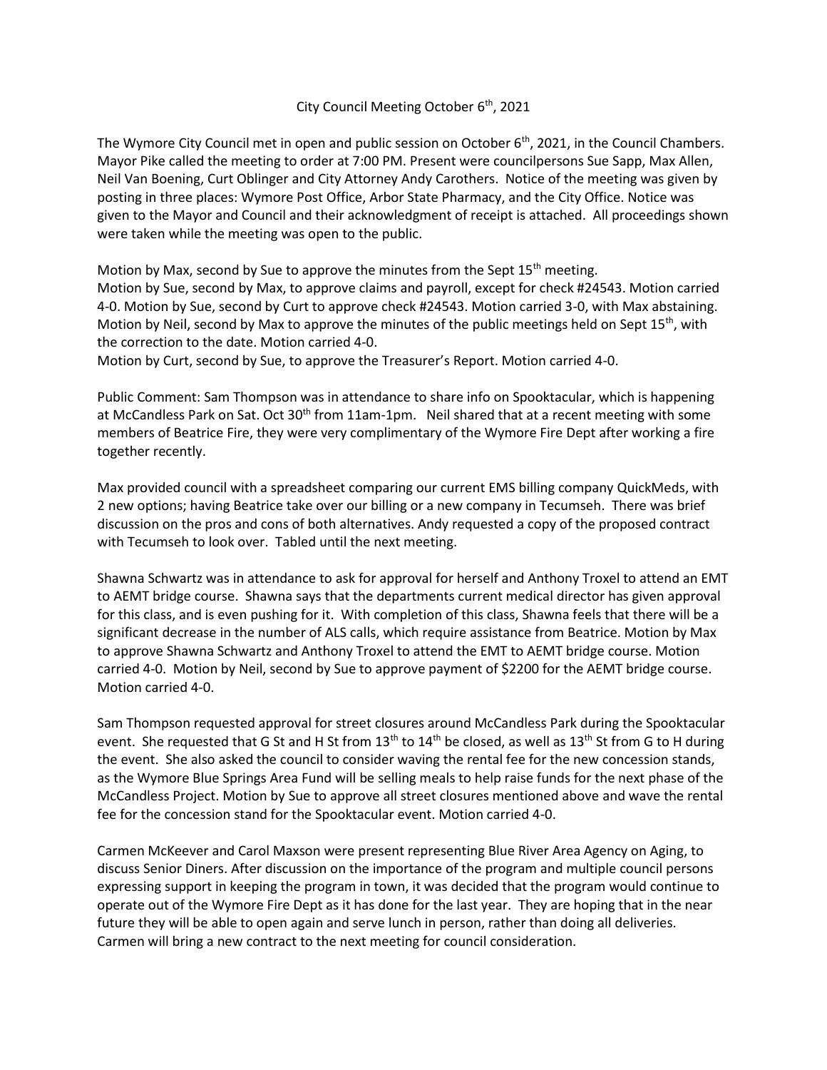# City Council Meeting October 6th, 2021

The Wymore City Council met in open and public session on October 6th, 2021, in the Council Chambers. Mayor Pike called the meeting to order at 7:00 PM. Present were councilpersons Sue Sapp, Max Allen, Neil Van Boening, Curt Oblinger and City Attorney Andy Carothers. Notice of the meeting was given by posting in three places: Wymore Post Office, Arbor State Pharmacy, and the City Office. Notice was given to the Mayor and Council and their acknowledgment of receipt is attached. All proceedings shown were taken while the meeting was open to the public.

Motion by Max, second by Sue to approve the minutes from the Sept 15th meeting.
Motion by Sue, second by Max, to approve claims and payroll, except for check #24543. Motion carried 4-0. Motion by Sue, second by Curt to approve check #24543. Motion carried 3-0, with Max abstaining.
Motion by Neil, second by Max to approve the minutes of the public meetings held on Sept 15th, with the correction to the date. Motion carried 4-0.
Motion by Curt, second by Sue, to approve the Treasurer's Report. Motion carried 4-0.

Public Comment: Sam Thompson was in attendance to share info on Spooktacular, which is happening at McCandless Park on Sat. Oct 30th from 11am-1pm. Neil shared that at a recent meeting with some members of Beatrice Fire, they were very complimentary of the Wymore Fire Dept after working a fire together recently.

Max provided council with a spreadsheet comparing our current EMS billing company QuickMeds, with 2 new options; having Beatrice take over our billing or a new company in Tecumseh. There was brief discussion on the pros and cons of both alternatives. Andy requested a copy of the proposed contract with Tecumseh to look over. Tabled until the next meeting.

Shawna Schwartz was in attendance to ask for approval for herself and Anthony Troxel to attend an EMT to AEMT bridge course. Shawna says that the departments current medical director has given approval for this class, and is even pushing for it. With completion of this class, Shawna feels that there will be a significant decrease in the number of ALS calls, which require assistance from Beatrice. Motion by Max to approve Shawna Schwartz and Anthony Troxel to attend the EMT to AEMT bridge course. Motion carried 4-0. Motion by Neil, second by Sue to approve payment of $2200 for the AEMT bridge course. Motion carried 4-0.

Sam Thompson requested approval for street closures around McCandless Park during the Spooktacular event. She requested that G St and H St from 13th to 14th be closed, as well as 13th St from G to H during the event. She also asked the council to consider waving the rental fee for the new concession stands, as the Wymore Blue Springs Area Fund will be selling meals to help raise funds for the next phase of the McCandless Project. Motion by Sue to approve all street closures mentioned above and wave the rental fee for the concession stand for the Spooktacular event. Motion carried 4-0.

Carmen McKeever and Carol Maxson were present representing Blue River Area Agency on Aging, to discuss Senior Diners. After discussion on the importance of the program and multiple council persons expressing support in keeping the program in town, it was decided that the program would continue to operate out of the Wymore Fire Dept as it has done for the last year. They are hoping that in the near future they will be able to open again and serve lunch in person, rather than doing all deliveries. Carmen will bring a new contract to the next meeting for council consideration.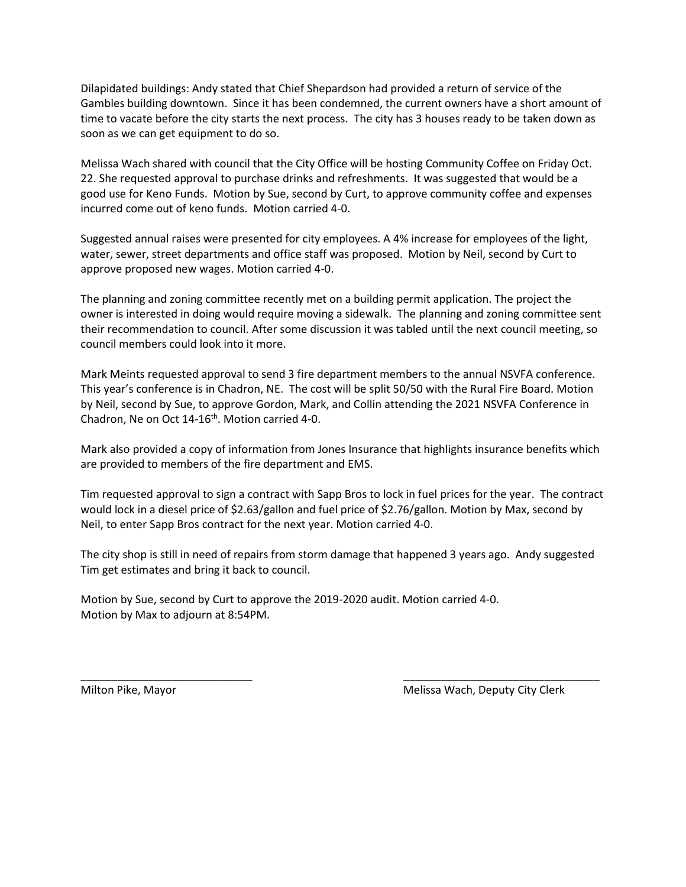Dilapidated buildings: Andy stated that Chief Shepardson had provided a return of service of the Gambles building downtown. Since it has been condemned, the current owners have a short amount of time to vacate before the city starts the next process. The city has 3 houses ready to be taken down as soon as we can get equipment to do so.

Melissa Wach shared with council that the City Office will be hosting Community Coffee on Friday Oct. 22. She requested approval to purchase drinks and refreshments. It was suggested that would be a good use for Keno Funds. Motion by Sue, second by Curt, to approve community coffee and expenses incurred come out of keno funds. Motion carried 4-0.

Suggested annual raises were presented for city employees. A 4% increase for employees of the light, water, sewer, street departments and office staff was proposed. Motion by Neil, second by Curt to approve proposed new wages. Motion carried 4-0.

The planning and zoning committee recently met on a building permit application. The project the owner is interested in doing would require moving a sidewalk. The planning and zoning committee sent their recommendation to council. After some discussion it was tabled until the next council meeting, so council members could look into it more.

Mark Meints requested approval to send 3 fire department members to the annual NSVFA conference. This year's conference is in Chadron, NE. The cost will be split 50/50 with the Rural Fire Board. Motion by Neil, second by Sue, to approve Gordon, Mark, and Collin attending the 2021 NSVFA Conference in Chadron, Ne on Oct 14-16th. Motion carried 4-0.

Mark also provided a copy of information from Jones Insurance that highlights insurance benefits which are provided to members of the fire department and EMS.

Tim requested approval to sign a contract with Sapp Bros to lock in fuel prices for the year. The contract would lock in a diesel price of $2.63/gallon and fuel price of $2.76/gallon. Motion by Max, second by Neil, to enter Sapp Bros contract for the next year. Motion carried 4-0.

The city shop is still in need of repairs from storm damage that happened 3 years ago. Andy suggested Tim get estimates and bring it back to council.

Motion by Sue, second by Curt to approve the 2019-2020 audit. Motion carried 4-0.
Motion by Max to adjourn at 8:54PM.

\_\_\_\_\_\_\_\_\_\_\_\_\_\_\_\_\_\_\_\_\_\_\_\_\_\_\_\_ \_\_\_\_\_\_\_\_\_\_\_\_\_\_\_\_\_\_\_\_\_\_\_\_\_\_\_\_\_\_\_\_

Milton Pike, Mayor Melissa Wach, Deputy City Clerk